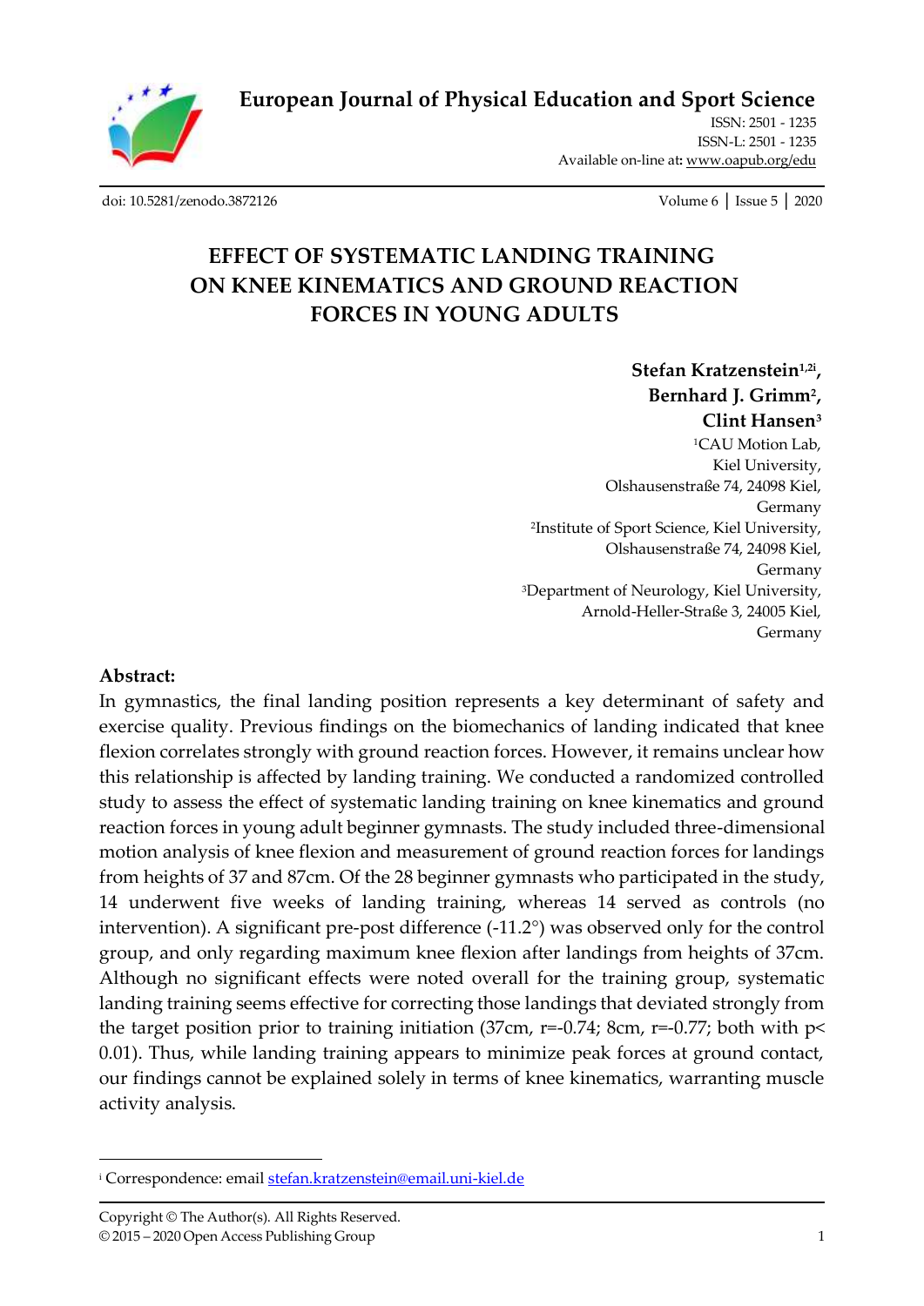# European Journal of Physical Education and Sport Science

ISSN: 2501 - 1235
ISSN-L: 2501 - 1235
Available on-line at: www.oapub.org/edu

doi: 10.5281/zenodo.3872126

# EFFECT OF SYSTEMATIC LANDING TRAINING ON KNEE KINEMATICS AND GROUND REACTION FORCES IN YOUNG ADULTS

**Stefan Kratzenstein[1,2i], Bernhard J. Grimm[2], Clint Hansen[3]**

[1]CAU Motion Lab, Kiel University, Olshausenstraße 74, 24098 Kiel, Germany

[2]Institute of Sport Science, Kiel University, Olshausenstraße 74, 24098 Kiel, Germany

[3]Department of Neurology, Kiel University, Arnold-Heller-Straße 3, 24005 Kiel, Germany

**Abstract:**

In gymnastics, the final landing position represents a key determinant of safety and exercise quality. Previous findings on the biomechanics of landing indicated that knee flexion correlates strongly with ground reaction forces. However, it remains unclear how this relationship is affected by landing training. We conducted a randomized controlled study to assess the effect of systematic landing training on knee kinematics and ground reaction forces in young adult beginner gymnasts. The study included three-dimensional motion analysis of knee flexion and measurement of ground reaction forces for landings from heights of 37 and 87cm. Of the 28 beginner gymnasts who participated in the study, 14 underwent five weeks of landing training, whereas 14 served as controls (no intervention). A significant pre-post difference (-11.2°) was observed only for the control group, and only regarding maximum knee flexion after landings from heights of 37cm. Although no significant effects were noted overall for the training group, systematic landing training seems effective for correcting those landings that deviated strongly from the target position prior to training initiation (37cm, $r=-0.74$; 8cm, $r=-0.77$; both with $p<0.01$). Thus, while landing training appears to minimize peak forces at ground contact, our findings cannot be explained solely in terms of knee kinematics, warranting muscle activity analysis.

[i] Correspondence: email stefan.kratzenstein@email.uni-kiel.de

Copyright © The Author(s). All Rights Reserved.
© 2015 – 2020 Open Access Publishing Group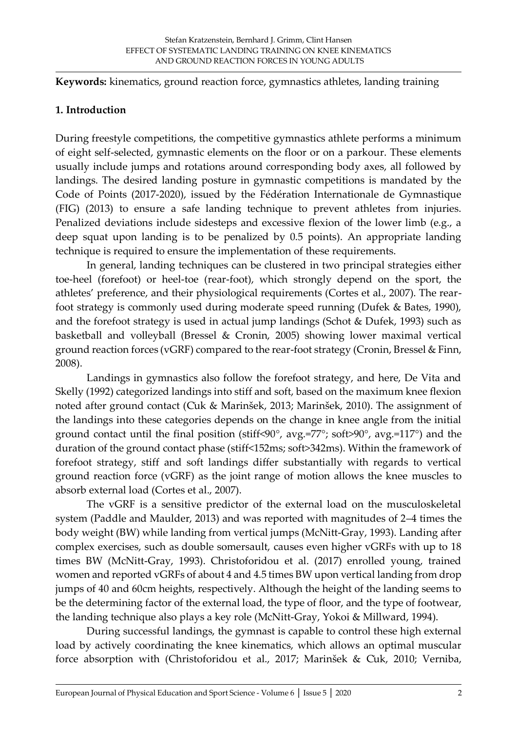**Keywords:** kinematics, ground reaction force, gymnastics athletes, landing training

## 1. Introduction

During freestyle competitions, the competitive gymnastics athlete performs a minimum of eight self-selected, gymnastic elements on the floor or on a parkour. These elements usually include jumps and rotations around corresponding body axes, all followed by landings. The desired landing posture in gymnastic competitions is mandated by the Code of Points (2017-2020), issued by the Fédération Internationale de Gymnastique (FIG) (2013) to ensure a safe landing technique to prevent athletes from injuries. Penalized deviations include sidesteps and excessive flexion of the lower limb (e.g., a deep squat upon landing is to be penalized by 0.5 points). An appropriate landing technique is required to ensure the implementation of these requirements.

In general, landing techniques can be clustered in two principal strategies either toe-heel (forefoot) or heel-toe (rear-foot), which strongly depend on the sport, the athletes' preference, and their physiological requirements (Cortes et al., 2007). The rear-foot strategy is commonly used during moderate speed running (Dufek & Bates, 1990), and the forefoot strategy is used in actual jump landings (Schot & Dufek, 1993) such as basketball and volleyball (Bressel & Cronin, 2005) showing lower maximal vertical ground reaction forces (vGRF) compared to the rear-foot strategy (Cronin, Bressel & Finn, 2008).

Landings in gymnastics also follow the forefoot strategy, and here, De Vita and Skelly (1992) categorized landings into stiff and soft, based on the maximum knee flexion noted after ground contact (Čuk & Marinšek, 2013; Marinšek, 2010). The assignment of the landings into these categories depends on the change in knee angle from the initial ground contact until the final position (stiff<90°, avg.=77°; soft>90°, avg.=117°) and the duration of the ground contact phase (stiff<152ms; soft>342ms). Within the framework of forefoot strategy, stiff and soft landings differ substantially with regards to vertical ground reaction force (vGRF) as the joint range of motion allows the knee muscles to absorb external load (Cortes et al., 2007).

The vGRF is a sensitive predictor of the external load on the musculoskeletal system (Paddle and Maulder, 2013) and was reported with magnitudes of 2–4 times the body weight (BW) while landing from vertical jumps (McNitt-Gray, 1993). Landing after complex exercises, such as double somersault, causes even higher vGRFs with up to 18 times BW (McNitt-Gray, 1993). Christoforidou et al. (2017) enrolled young, trained women and reported vGRFs of about 4 and 4.5 times BW upon vertical landing from drop jumps of 40 and 60cm heights, respectively. Although the height of the landing seems to be the determining factor of the external load, the type of floor, and the type of footwear, the landing technique also plays a key role (McNitt-Gray, Yokoi & Millward, 1994).

During successful landings, the gymnast is capable to control these high external load by actively coordinating the knee kinematics, which allows an optimal muscular force absorption with (Christoforidou et al., 2017; Marinšek & Čuk, 2010; Verniba,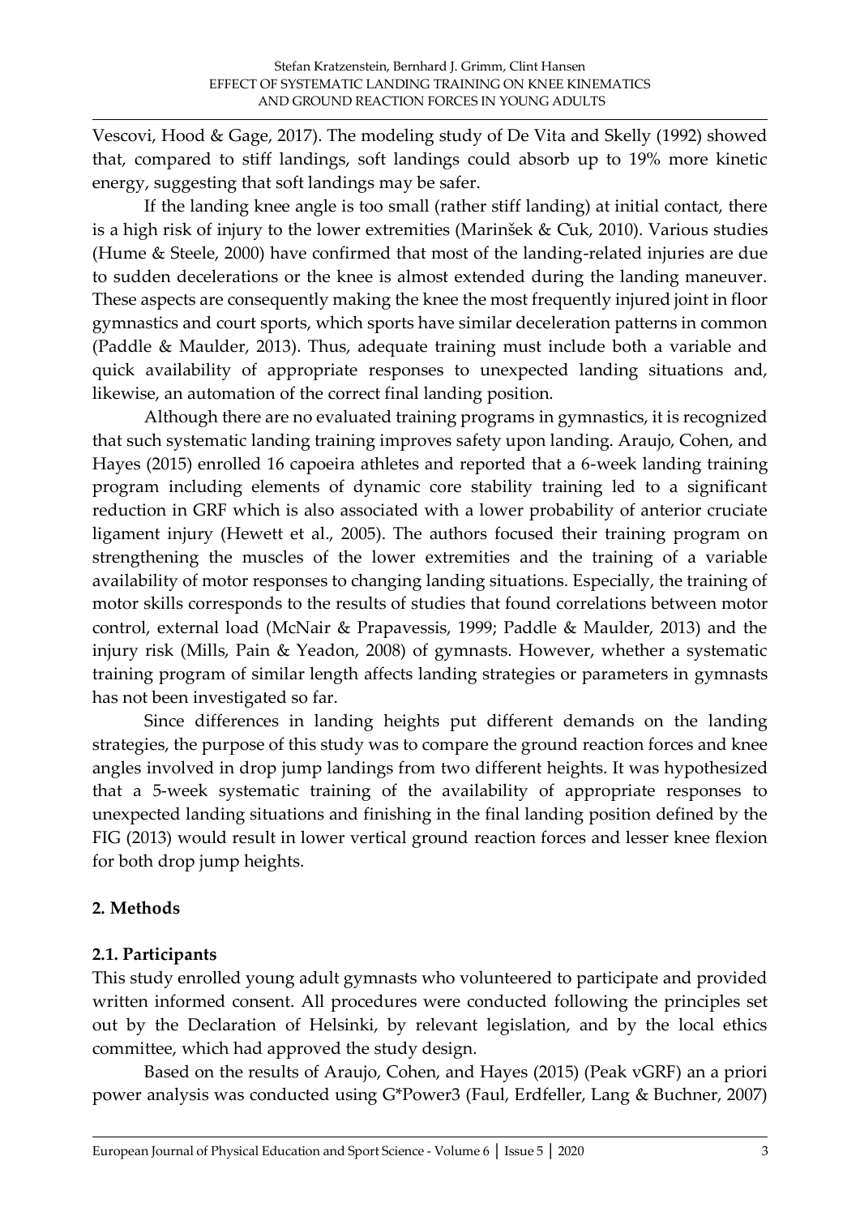Vescovi, Hood & Gage, 2017). The modeling study of De Vita and Skelly (1992) showed that, compared to stiff landings, soft landings could absorb up to 19% more kinetic energy, suggesting that soft landings may be safer.

If the landing knee angle is too small (rather stiff landing) at initial contact, there is a high risk of injury to the lower extremities (Marinšek & Cuk, 2010). Various studies (Hume & Steele, 2000) have confirmed that most of the landing-related injuries are due to sudden decelerations or the knee is almost extended during the landing maneuver. These aspects are consequently making the knee the most frequently injured joint in floor gymnastics and court sports, which sports have similar deceleration patterns in common (Paddle & Maulder, 2013). Thus, adequate training must include both a variable and quick availability of appropriate responses to unexpected landing situations and, likewise, an automation of the correct final landing position.

Although there are no evaluated training programs in gymnastics, it is recognized that such systematic landing training improves safety upon landing. Araujo, Cohen, and Hayes (2015) enrolled 16 capoeira athletes and reported that a 6-week landing training program including elements of dynamic core stability training led to a significant reduction in GRF which is also associated with a lower probability of anterior cruciate ligament injury (Hewett et al., 2005). The authors focused their training program on strengthening the muscles of the lower extremities and the training of a variable availability of motor responses to changing landing situations. Especially, the training of motor skills corresponds to the results of studies that found correlations between motor control, external load (McNair & Prapavessis, 1999; Paddle & Maulder, 2013) and the injury risk (Mills, Pain & Yeadon, 2008) of gymnasts. However, whether a systematic training program of similar length affects landing strategies or parameters in gymnasts has not been investigated so far.

Since differences in landing heights put different demands on the landing strategies, the purpose of this study was to compare the ground reaction forces and knee angles involved in drop jump landings from two different heights. It was hypothesized that a 5-week systematic training of the availability of appropriate responses to unexpected landing situations and finishing in the final landing position defined by the FIG (2013) would result in lower vertical ground reaction forces and lesser knee flexion for both drop jump heights.

## 2. Methods

### 2.1. Participants

This study enrolled young adult gymnasts who volunteered to participate and provided written informed consent. All procedures were conducted following the principles set out by the Declaration of Helsinki, by relevant legislation, and by the local ethics committee, which had approved the study design.

Based on the results of Araujo, Cohen, and Hayes (2015) (Peak vGRF) an a priori power analysis was conducted using G*Power3 (Faul, Erdfeller, Lang & Buchner, 2007)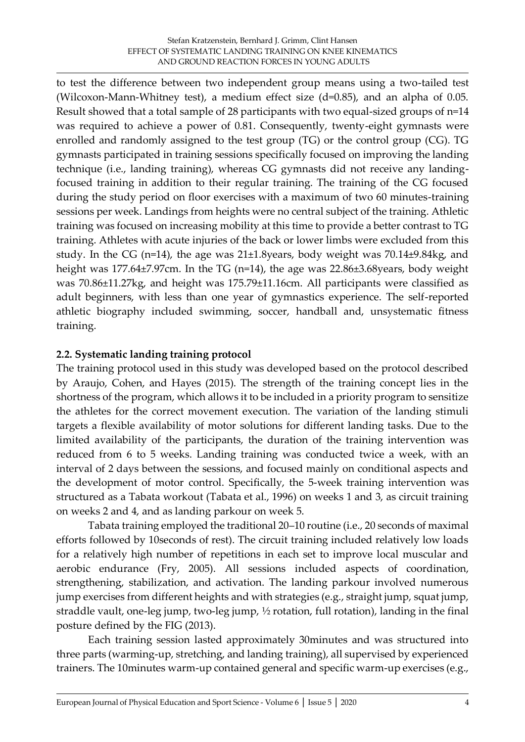to test the difference between two independent group means using a two-tailed test (Wilcoxon-Mann-Whitney test), a medium effect size (d=0.85), and an alpha of 0.05. Result showed that a total sample of 28 participants with two equal-sized groups of n=14 was required to achieve a power of 0.81. Consequently, twenty-eight gymnasts were enrolled and randomly assigned to the test group (TG) or the control group (CG). TG gymnasts participated in training sessions specifically focused on improving the landing technique (i.e., landing training), whereas CG gymnasts did not receive any landing-focused training in addition to their regular training. The training of the CG focused during the study period on floor exercises with a maximum of two 60 minutes-training sessions per week. Landings from heights were no central subject of the training. Athletic training was focused on increasing mobility at this time to provide a better contrast to TG training. Athletes with acute injuries of the back or lower limbs were excluded from this study. In the CG (n=14), the age was 21±1.8years, body weight was 70.14±9.84kg, and height was 177.64±7.97cm. In the TG (n=14), the age was 22.86±3.68years, body weight was 70.86±11.27kg, and height was 175.79±11.16cm. All participants were classified as adult beginners, with less than one year of gymnastics experience. The self-reported athletic biography included swimming, soccer, handball and, unsystematic fitness training.

### 2.2. Systematic landing training protocol

The training protocol used in this study was developed based on the protocol described by Araujo, Cohen, and Hayes (2015). The strength of the training concept lies in the shortness of the program, which allows it to be included in a priority program to sensitize the athletes for the correct movement execution. The variation of the landing stimuli targets a flexible availability of motor solutions for different landing tasks. Due to the limited availability of the participants, the duration of the training intervention was reduced from 6 to 5 weeks. Landing training was conducted twice a week, with an interval of 2 days between the sessions, and focused mainly on conditional aspects and the development of motor control. Specifically, the 5-week training intervention was structured as a Tabata workout (Tabata et al., 1996) on weeks 1 and 3, as circuit training on weeks 2 and 4, and as landing parkour on week 5.

Tabata training employed the traditional 20–10 routine (i.e., 20 seconds of maximal efforts followed by 10seconds of rest). The circuit training included relatively low loads for a relatively high number of repetitions in each set to improve local muscular and aerobic endurance (Fry, 2005). All sessions included aspects of coordination, strengthening, stabilization, and activation. The landing parkour involved numerous jump exercises from different heights and with strategies (e.g., straight jump, squat jump, straddle vault, one-leg jump, two-leg jump, ½ rotation, full rotation), landing in the final posture defined by the FIG (2013).

Each training session lasted approximately 30minutes and was structured into three parts (warming-up, stretching, and landing training), all supervised by experienced trainers. The 10minutes warm-up contained general and specific warm-up exercises (e.g.,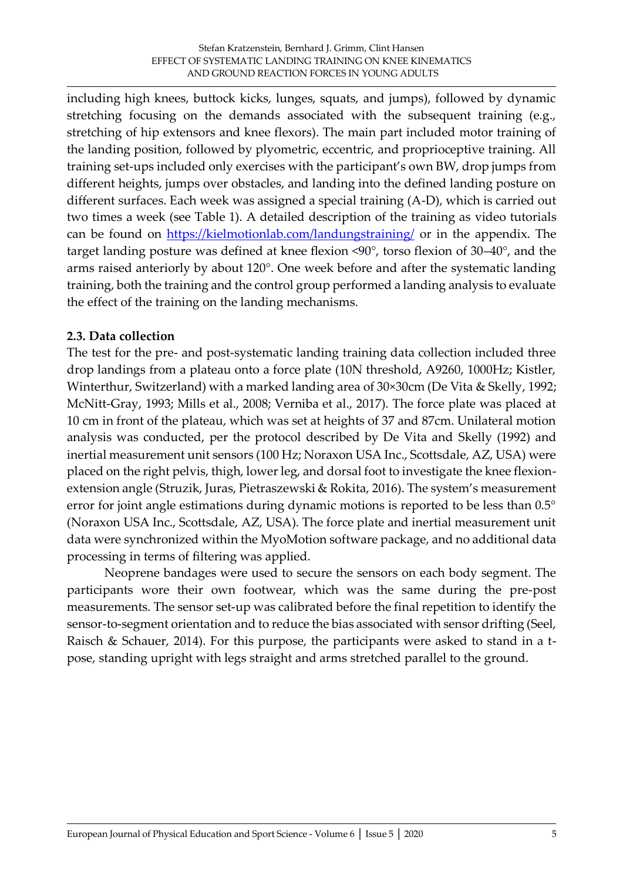including high knees, buttock kicks, lunges, squats, and jumps), followed by dynamic stretching focusing on the demands associated with the subsequent training (e.g., stretching of hip extensors and knee flexors). The main part included motor training of the landing position, followed by plyometric, eccentric, and proprioceptive training. All training set-ups included only exercises with the participant's own BW, drop jumps from different heights, jumps over obstacles, and landing into the defined landing posture on different surfaces. Each week was assigned a special training (A-D), which is carried out two times a week (see Table 1). A detailed description of the training as video tutorials can be found on https://kielmotionlab.com/landungstraining/ or in the appendix. The target landing posture was defined at knee flexion <90°, torso flexion of 30–40°, and the arms raised anteriorly by about 120°. One week before and after the systematic landing training, both the training and the control group performed a landing analysis to evaluate the effect of the training on the landing mechanisms.

### 2.3. Data collection

The test for the pre- and post-systematic landing training data collection included three drop landings from a plateau onto a force plate (10N threshold, A9260, 1000Hz; Kistler, Winterthur, Switzerland) with a marked landing area of 30×30cm (De Vita & Skelly, 1992; McNitt-Gray, 1993; Mills et al., 2008; Verniba et al., 2017). The force plate was placed at 10 cm in front of the plateau, which was set at heights of 37 and 87cm. Unilateral motion analysis was conducted, per the protocol described by De Vita and Skelly (1992) and inertial measurement unit sensors (100 Hz; Noraxon USA Inc., Scottsdale, AZ, USA) were placed on the right pelvis, thigh, lower leg, and dorsal foot to investigate the knee flexion-extension angle (Struzik, Juras, Pietraszewski & Rokita, 2016). The system's measurement error for joint angle estimations during dynamic motions is reported to be less than 0.5° (Noraxon USA Inc., Scottsdale, AZ, USA). The force plate and inertial measurement unit data were synchronized within the MyoMotion software package, and no additional data processing in terms of filtering was applied.

Neoprene bandages were used to secure the sensors on each body segment. The participants wore their own footwear, which was the same during the pre-post measurements. The sensor set-up was calibrated before the final repetition to identify the sensor-to-segment orientation and to reduce the bias associated with sensor drifting (Seel, Raisch & Schauer, 2014). For this purpose, the participants were asked to stand in a t-pose, standing upright with legs straight and arms stretched parallel to the ground.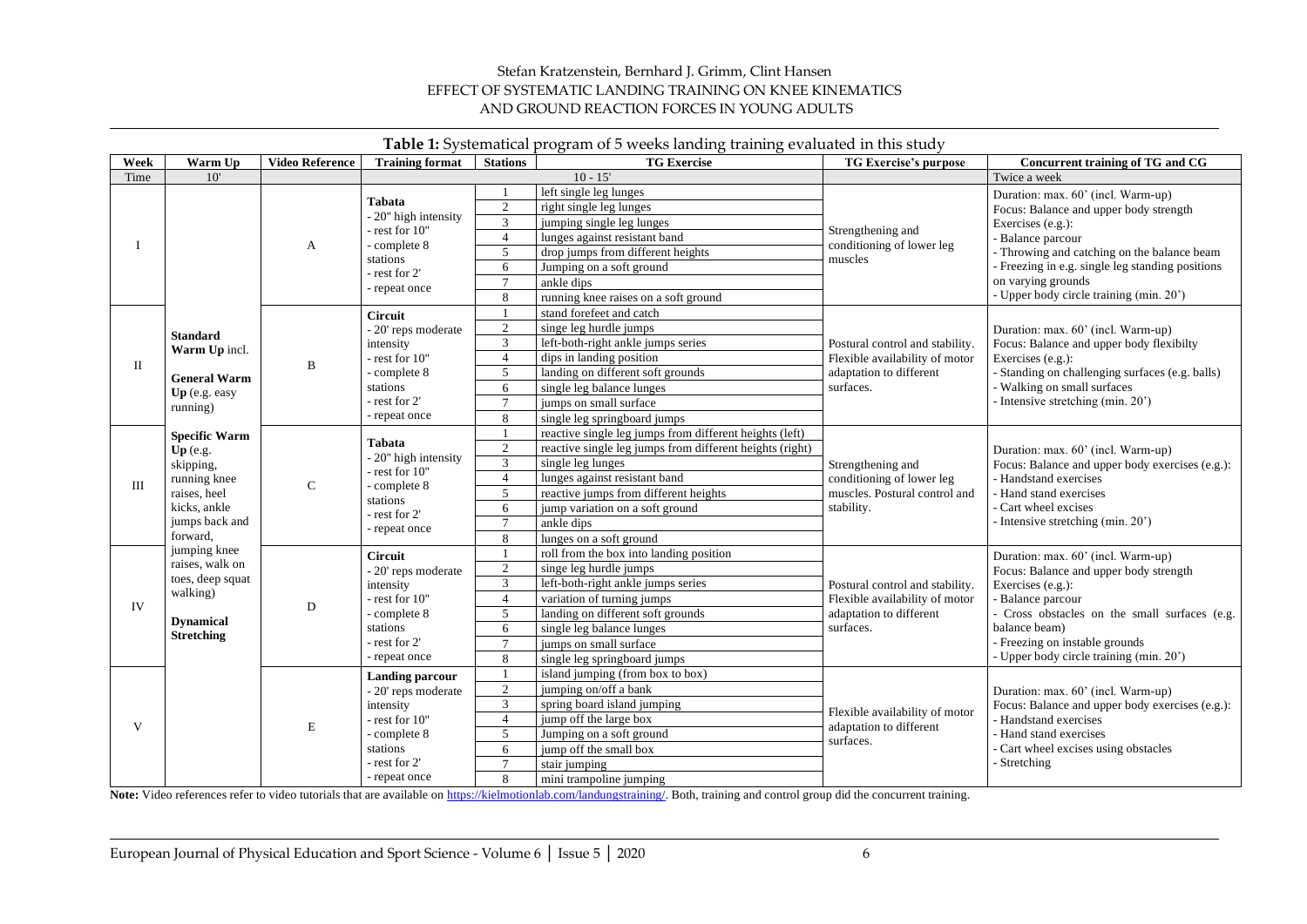**Table 1:** Systematical program of 5 weeks landing training evaluated in this study

| Week | Warm Up | Video Reference | Training format | Stations | TG Exercise | TG Exercise's purpose | Concurrent training of TG and CG |
|---|---|---|---|---|---|---|---|
| Time | 10' | | | | 10 - 15' | | Twice a week |
| I | **Standard Warm Up** incl. **General Warm Up** (e.g. easy running) **Specific Warm Up** (e.g. skipping, running knee raises, heel kicks, ankle jumps back and forward, jumping knee raises, walk on toes, deep squat walking) **Dynamical Stretching** | A | **Tabata** - 20" high intensity - rest for 10" - complete 8 stations - rest for 2' - repeat once | 1 | left single leg lunges | Strengthening and conditioning of lower leg muscles | Duration: max. 60' (incl. Warm-up) Focus: Balance and upper body strength Exercises (e.g.): - Balance parcour - Throwing and catching on the balance beam - Freezing in e.g. single leg standing positions on varying grounds - Upper body circle training (min. 20') |
| | | | | 2 | right single leg lunges | | |
| | | | | 3 | jumping single leg lunges | | |
| | | | | 4 | lunges against resistant band | | |
| | | | | 5 | drop jumps from different heights | | |
| | | | | 6 | Jumping on a soft ground | | |
| | | | | 7 | ankle dips | | |
| | | | | 8 | running knee raises on a soft ground | | |
| II | | B | **Circuit** - 20' reps moderate intensity - rest for 10" - complete 8 stations - rest for 2' - repeat once | 1 | stand forefeet and catch | Postural control and stability. Flexible availability of motor adaptation to different surfaces. | Duration: max. 60' (incl. Warm-up) Focus: Balance and upper body flexibilty Exercises (e.g.): - Standing on challenging surfaces (e.g. balls) - Walking on small surfaces - Intensive stretching (min. 20') |
| | | | | 2 | singe leg hurdle jumps | | |
| | | | | 3 | left-both-right ankle jumps series | | |
| | | | | 4 | dips in landing position | | |
| | | | | 5 | landing on different soft grounds | | |
| | | | | 6 | single leg balance lunges | | |
| | | | | 7 | jumps on small surface | | |
| | | | | 8 | single leg springboard jumps | | |
| III | | C | **Tabata** - 20" high intensity - rest for 10" - complete 8 stations - rest for 2' - repeat once | 1 | reactive single leg jumps from different heights (left) | Strengthening and conditioning of lower leg muscles. Postural control and stability. | Duration: max. 60' (incl. Warm-up) Focus: Balance and upper body exercises (e.g.): - Handstand exercises - Hand stand exercises - Cart wheel excises - Intensive stretching (min. 20') |
| | | | | 2 | reactive single leg jumps from different heights (right) | | |
| | | | | 3 | single leg lunges | | |
| | | | | 4 | lunges against resistant band | | |
| | | | | 5 | reactive jumps from different heights | | |
| | | | | 6 | jump variation on a soft ground | | |
| | | | | 7 | ankle dips | | |
| | | | | 8 | lunges on a soft ground | | |
| IV | | D | **Circuit** - 20' reps moderate intensity - rest for 10" - complete 8 stations - rest for 2' - repeat once | 1 | roll from the box into landing position | Postural control and stability. Flexible availability of motor adaptation to different surfaces. | Duration: max. 60' (incl. Warm-up) Focus: Balance and upper body strength Exercises (e.g.): - Balance parcour - Cross obstacles on the small surfaces (e.g. balance beam) - Freezing on instable grounds - Upper body circle training (min. 20') |
| | | | | 2 | singe leg hurdle jumps | | |
| | | | | 3 | left-both-right ankle jumps series | | |
| | | | | 4 | variation of turning jumps | | |
| | | | | 5 | landing on different soft grounds | | |
| | | | | 6 | single leg balance lunges | | |
| | | | | 7 | jumps on small surface | | |
| | | | | 8 | single leg springboard jumps | | |
| V | | E | **Landing parcour** - 20' reps moderate intensity - rest for 10" - complete 8 stations - rest for 2' - repeat once | 1 | island jumping (from box to box) | Flexible availability of motor adaptation to different surfaces. | Duration: max. 60' (incl. Warm-up) Focus: Balance and upper body exercises (e.g.): - Handstand exercises - Hand stand exercises - Cart wheel excises using obstacles - Stretching |
| | | | | 2 | jumping on/off a bank | | |
| | | | | 3 | spring board island jumping | | |
| | | | | 4 | jump off the large box | | |
| | | | | 5 | Jumping on a soft ground | | |
| | | | | 6 | jump off the small box | | |
| | | | | 7 | stair jumping | | |
| | | | | 8 | mini trampoline jumping | | |

**Note:** Video references refer to video tutorials that are available on https://kielmotionlab.com/landungstraining/. Both, training and control group did the concurrent training.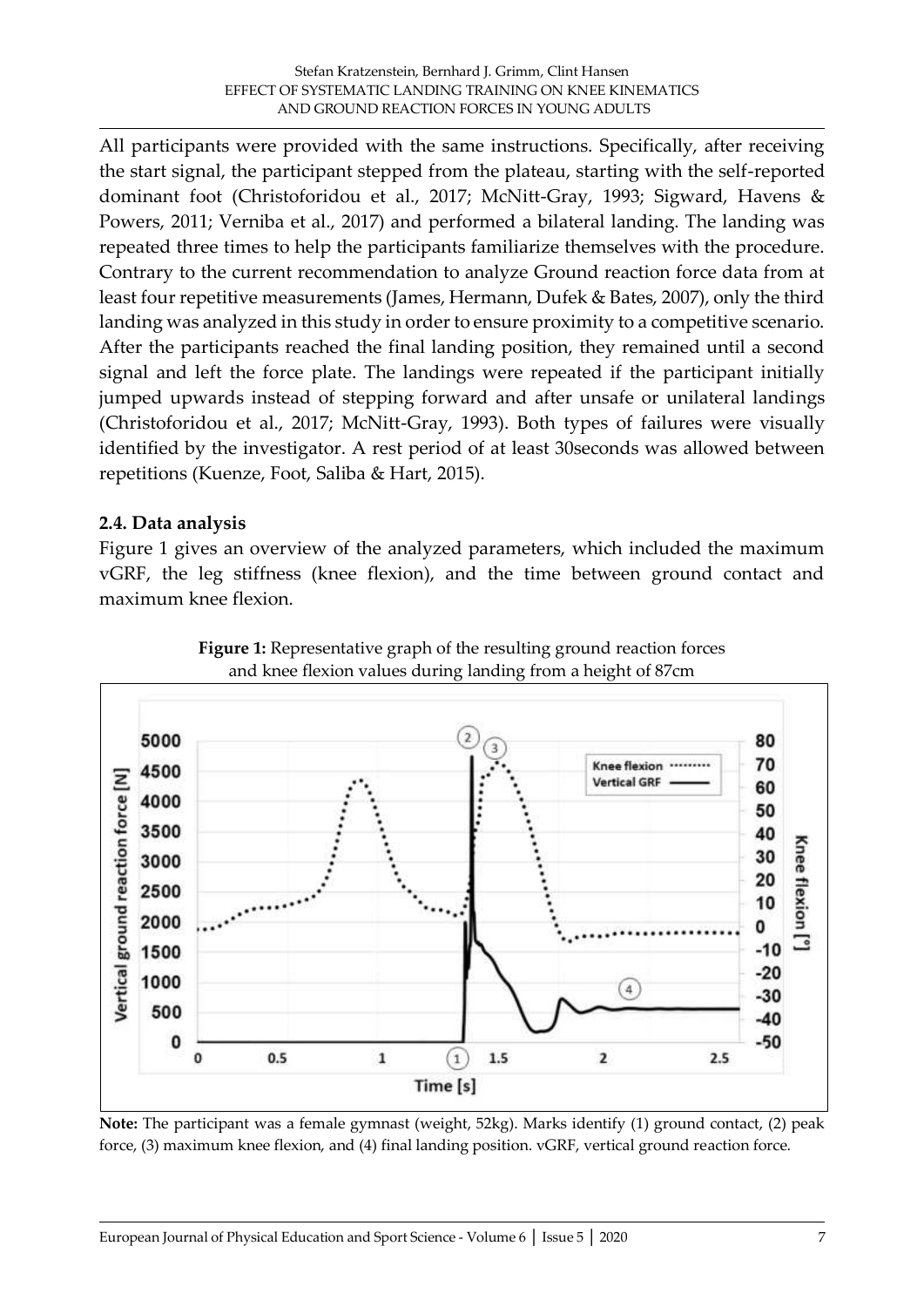All participants were provided with the same instructions. Specifically, after receiving the start signal, the participant stepped from the plateau, starting with the self-reported dominant foot (Christoforidou et al., 2017; McNitt-Gray, 1993; Sigward, Havens & Powers, 2011; Verniba et al., 2017) and performed a bilateral landing. The landing was repeated three times to help the participants familiarize themselves with the procedure. Contrary to the current recommendation to analyze Ground reaction force data from at least four repetitive measurements (James, Hermann, Dufek & Bates, 2007), only the third landing was analyzed in this study in order to ensure proximity to a competitive scenario. After the participants reached the final landing position, they remained until a second signal and left the force plate. The landings were repeated if the participant initially jumped upwards instead of stepping forward and after unsafe or unilateral landings (Christoforidou et al., 2017; McNitt-Gray, 1993). Both types of failures were visually identified by the investigator. A rest period of at least 30seconds was allowed between repetitions (Kuenze, Foot, Saliba & Hart, 2015).

### 2.4. Data analysis

Figure 1 gives an overview of the analyzed parameters, which included the maximum vGRF, the leg stiffness (knee flexion), and the time between ground contact and maximum knee flexion.

**Figure 1:** Representative graph of the resulting ground reaction forces and knee flexion values during landing from a height of 87cm

**Note:** The participant was a female gymnast (weight, 52kg). Marks identify (1) ground contact, (2) peak force, (3) maximum knee flexion, and (4) final landing position. vGRF, vertical ground reaction force.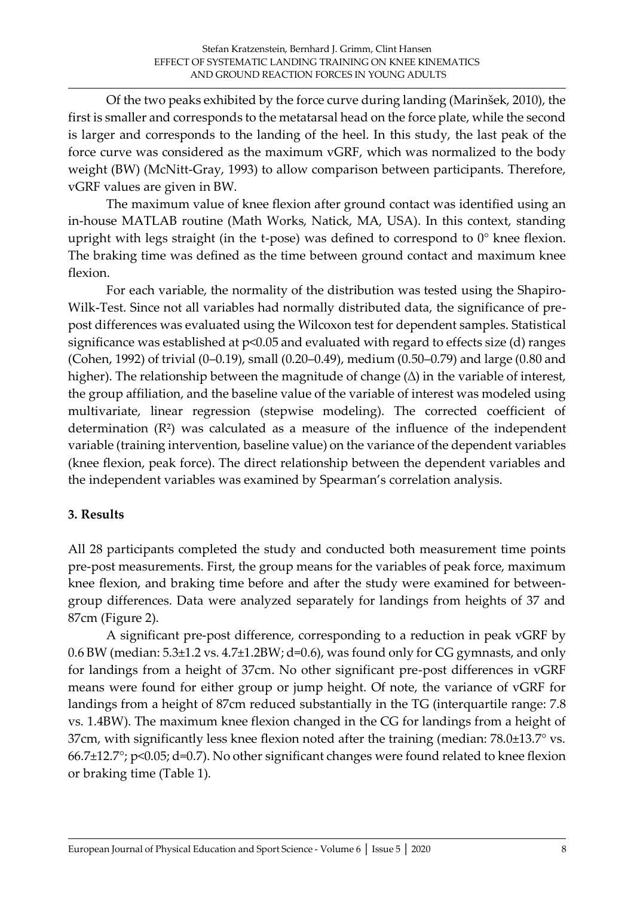Of the two peaks exhibited by the force curve during landing (Marinšek, 2010), the first is smaller and corresponds to the metatarsal head on the force plate, while the second is larger and corresponds to the landing of the heel. In this study, the last peak of the force curve was considered as the maximum vGRF, which was normalized to the body weight (BW) (McNitt-Gray, 1993) to allow comparison between participants. Therefore, vGRF values are given in BW.

The maximum value of knee flexion after ground contact was identified using an in-house MATLAB routine (Math Works, Natick, MA, USA). In this context, standing upright with legs straight (in the t-pose) was defined to correspond to 0° knee flexion. The braking time was defined as the time between ground contact and maximum knee flexion.

For each variable, the normality of the distribution was tested using the Shapiro-Wilk-Test. Since not all variables had normally distributed data, the significance of pre-post differences was evaluated using the Wilcoxon test for dependent samples. Statistical significance was established at $p<0.05$ and evaluated with regard to effects size (d) ranges (Cohen, 1992) of trivial (0–0.19), small (0.20–0.49), medium (0.50–0.79) and large (0.80 and higher). The relationship between the magnitude of change ($\Delta$) in the variable of interest, the group affiliation, and the baseline value of the variable of interest was modeled using multivariate, linear regression (stepwise modeling). The corrected coefficient of determination ($R^2$) was calculated as a measure of the influence of the independent variable (training intervention, baseline value) on the variance of the dependent variables (knee flexion, peak force). The direct relationship between the dependent variables and the independent variables was examined by Spearman's correlation analysis.

## 3. Results

All 28 participants completed the study and conducted both measurement time points pre-post measurements. First, the group means for the variables of peak force, maximum knee flexion, and braking time before and after the study were examined for between-group differences. Data were analyzed separately for landings from heights of 37 and 87cm (Figure 2).

A significant pre-post difference, corresponding to a reduction in peak vGRF by 0.6 BW (median: 5.3±1.2 vs. 4.7±1.2BW; d=0.6), was found only for CG gymnasts, and only for landings from a height of 37cm. No other significant pre-post differences in vGRF means were found for either group or jump height. Of note, the variance of vGRF for landings from a height of 87cm reduced substantially in the TG (interquartile range: 7.8 vs. 1.4BW). The maximum knee flexion changed in the CG for landings from a height of 37cm, with significantly less knee flexion noted after the training (median: 78.0±13.7° vs. 66.7±12.7°; $p<0.05$; d=0.7). No other significant changes were found related to knee flexion or braking time (Table 1).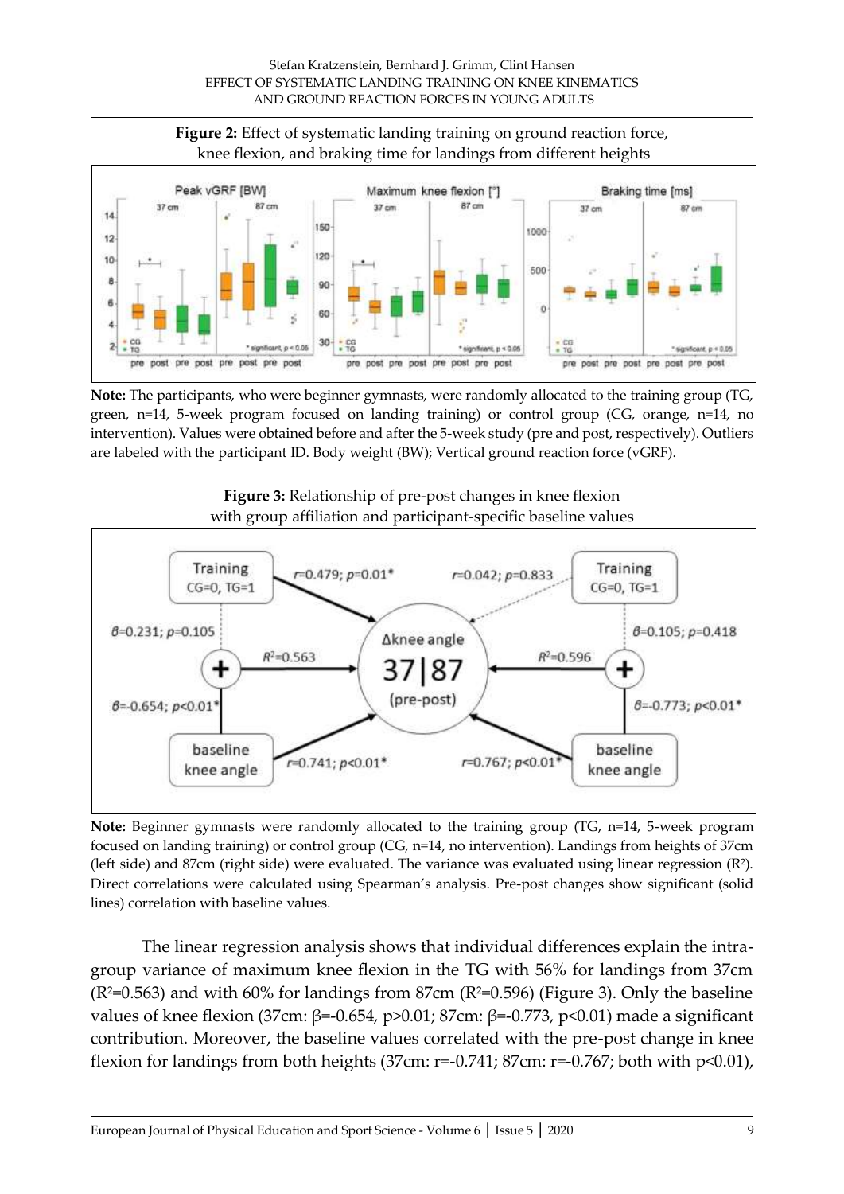**Figure 2:** Effect of systematic landing training on ground reaction force, knee flexion, and braking time for landings from different heights

**Note:** The participants, who were beginner gymnasts, were randomly allocated to the training group (TG, green, n=14, 5-week program focused on landing training) or control group (CG, orange, n=14, no intervention). Values were obtained before and after the 5-week study (pre and post, respectively). Outliers are labeled with the participant ID. Body weight (BW); Vertical ground reaction force (vGRF).

**Figure 3:** Relationship of pre-post changes in knee flexion with group affiliation and participant-specific baseline values

**Note:** Beginner gymnasts were randomly allocated to the training group (TG, n=14, 5-week program focused on landing training) or control group (CG, n=14, no intervention). Landings from heights of 37cm (left side) and 87cm (right side) were evaluated. The variance was evaluated using linear regression ($R^2$). Direct correlations were calculated using Spearman's analysis. Pre-post changes show significant (solid lines) correlation with baseline values.

The linear regression analysis shows that individual differences explain the intra-group variance of maximum knee flexion in the TG with 56% for landings from 37cm ($R^2$=0.563) and with 60% for landings from 87cm ($R^2$=0.596) (Figure 3). Only the baseline values of knee flexion (37cm: $\beta$=-0.654, $p$>0.01; 87cm: $\beta$=-0.773, $p$<0.01) made a significant contribution. Moreover, the baseline values correlated with the pre-post change in knee flexion for landings from both heights (37cm: r=-0.741; 87cm: r=-0.767; both with $p$<0.01),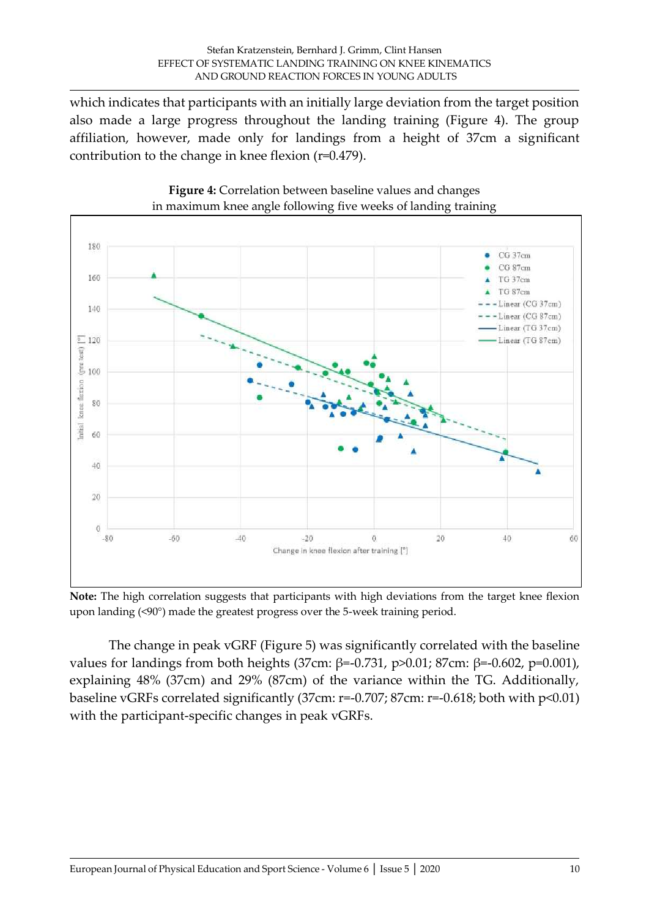which indicates that participants with an initially large deviation from the target position also made a large progress throughout the landing training (Figure 4). The group affiliation, however, made only for landings from a height of 37cm a significant contribution to the change in knee flexion (r=0.479).

**Figure 4:** Correlation between baseline values and changes in maximum knee angle following five weeks of landing training

**Note:** The high correlation suggests that participants with high deviations from the target knee flexion upon landing (<90°) made the greatest progress over the 5-week training period.

The change in peak vGRF (Figure 5) was significantly correlated with the baseline values for landings from both heights (37cm: $\beta$=-0.731, p>0.01; 87cm: $\beta$=-0.602, p=0.001), explaining 48% (37cm) and 29% (87cm) of the variance within the TG. Additionally, baseline vGRFs correlated significantly (37cm: r=-0.707; 87cm: r=-0.618; both with p<0.01) with the participant-specific changes in peak vGRFs.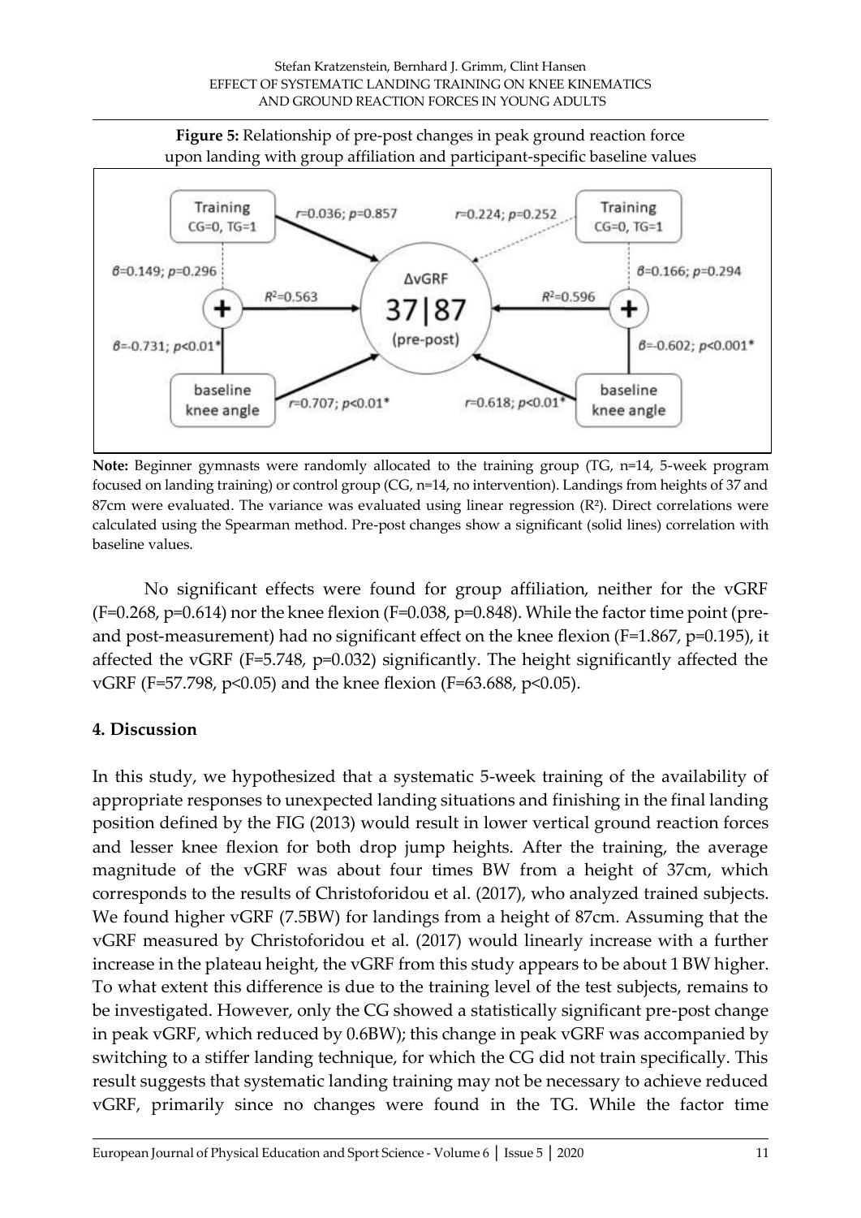**Figure 5:** Relationship of pre-post changes in peak ground reaction force upon landing with group affiliation and participant-specific baseline values

**Note:** Beginner gymnasts were randomly allocated to the training group (TG, n=14, 5-week program focused on landing training) or control group (CG, n=14, no intervention). Landings from heights of 37 and 87cm were evaluated. The variance was evaluated using linear regression ($R^2$). Direct correlations were calculated using the Spearman method. Pre-post changes show a significant (solid lines) correlation with baseline values.

No significant effects were found for group affiliation, neither for the vGRF ($F=0.268$, $p=0.614$) nor the knee flexion ($F=0.038$, $p=0.848$). While the factor time point (pre- and post-measurement) had no significant effect on the knee flexion ($F=1.867$, $p=0.195$), it affected the vGRF ($F=5.748$, $p=0.032$) significantly. The height significantly affected the vGRF ($F=57.798$, $p<0.05$) and the knee flexion ($F=63.688$, $p<0.05$).

## 4. Discussion

In this study, we hypothesized that a systematic 5-week training of the availability of appropriate responses to unexpected landing situations and finishing in the final landing position defined by the FIG (2013) would result in lower vertical ground reaction forces and lesser knee flexion for both drop jump heights. After the training, the average magnitude of the vGRF was about four times BW from a height of 37cm, which corresponds to the results of Christoforidou et al. (2017), who analyzed trained subjects. We found higher vGRF (7.5BW) for landings from a height of 87cm. Assuming that the vGRF measured by Christoforidou et al. (2017) would linearly increase with a further increase in the plateau height, the vGRF from this study appears to be about 1 BW higher. To what extent this difference is due to the training level of the test subjects, remains to be investigated. However, only the CG showed a statistically significant pre-post change in peak vGRF, which reduced by 0.6BW); this change in peak vGRF was accompanied by switching to a stiffer landing technique, for which the CG did not train specifically. This result suggests that systematic landing training may not be necessary to achieve reduced vGRF, primarily since no changes were found in the TG. While the factor time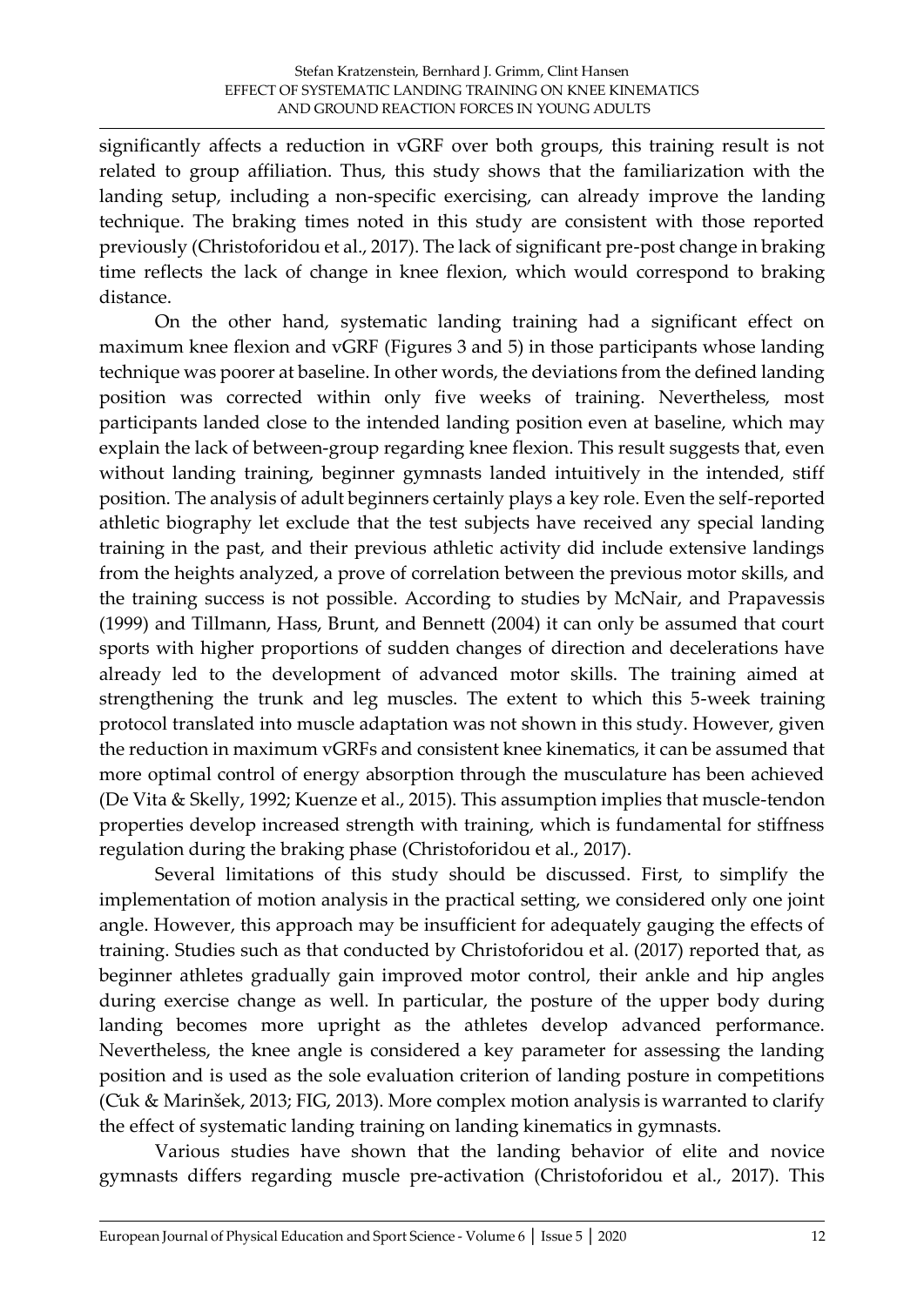significantly affects a reduction in vGRF over both groups, this training result is not related to group affiliation. Thus, this study shows that the familiarization with the landing setup, including a non-specific exercising, can already improve the landing technique. The braking times noted in this study are consistent with those reported previously (Christoforidou et al., 2017). The lack of significant pre-post change in braking time reflects the lack of change in knee flexion, which would correspond to braking distance.

On the other hand, systematic landing training had a significant effect on maximum knee flexion and vGRF (Figures 3 and 5) in those participants whose landing technique was poorer at baseline. In other words, the deviations from the defined landing position was corrected within only five weeks of training. Nevertheless, most participants landed close to the intended landing position even at baseline, which may explain the lack of between-group regarding knee flexion. This result suggests that, even without landing training, beginner gymnasts landed intuitively in the intended, stiff position. The analysis of adult beginners certainly plays a key role. Even the self-reported athletic biography let exclude that the test subjects have received any special landing training in the past, and their previous athletic activity did include extensive landings from the heights analyzed, a prove of correlation between the previous motor skills, and the training success is not possible. According to studies by McNair, and Prapavessis (1999) and Tillmann, Hass, Brunt, and Bennett (2004) it can only be assumed that court sports with higher proportions of sudden changes of direction and decelerations have already led to the development of advanced motor skills. The training aimed at strengthening the trunk and leg muscles. The extent to which this 5-week training protocol translated into muscle adaptation was not shown in this study. However, given the reduction in maximum vGRFs and consistent knee kinematics, it can be assumed that more optimal control of energy absorption through the musculature has been achieved (De Vita & Skelly, 1992; Kuenze et al., 2015). This assumption implies that muscle-tendon properties develop increased strength with training, which is fundamental for stiffness regulation during the braking phase (Christoforidou et al., 2017).

Several limitations of this study should be discussed. First, to simplify the implementation of motion analysis in the practical setting, we considered only one joint angle. However, this approach may be insufficient for adequately gauging the effects of training. Studies such as that conducted by Christoforidou et al. (2017) reported that, as beginner athletes gradually gain improved motor control, their ankle and hip angles during exercise change as well. In particular, the posture of the upper body during landing becomes more upright as the athletes develop advanced performance. Nevertheless, the knee angle is considered a key parameter for assessing the landing position and is used as the sole evaluation criterion of landing posture in competitions (Čuk & Marinšek, 2013; FIG, 2013). More complex motion analysis is warranted to clarify the effect of systematic landing training on landing kinematics in gymnasts.

Various studies have shown that the landing behavior of elite and novice gymnasts differs regarding muscle pre-activation (Christoforidou et al., 2017). This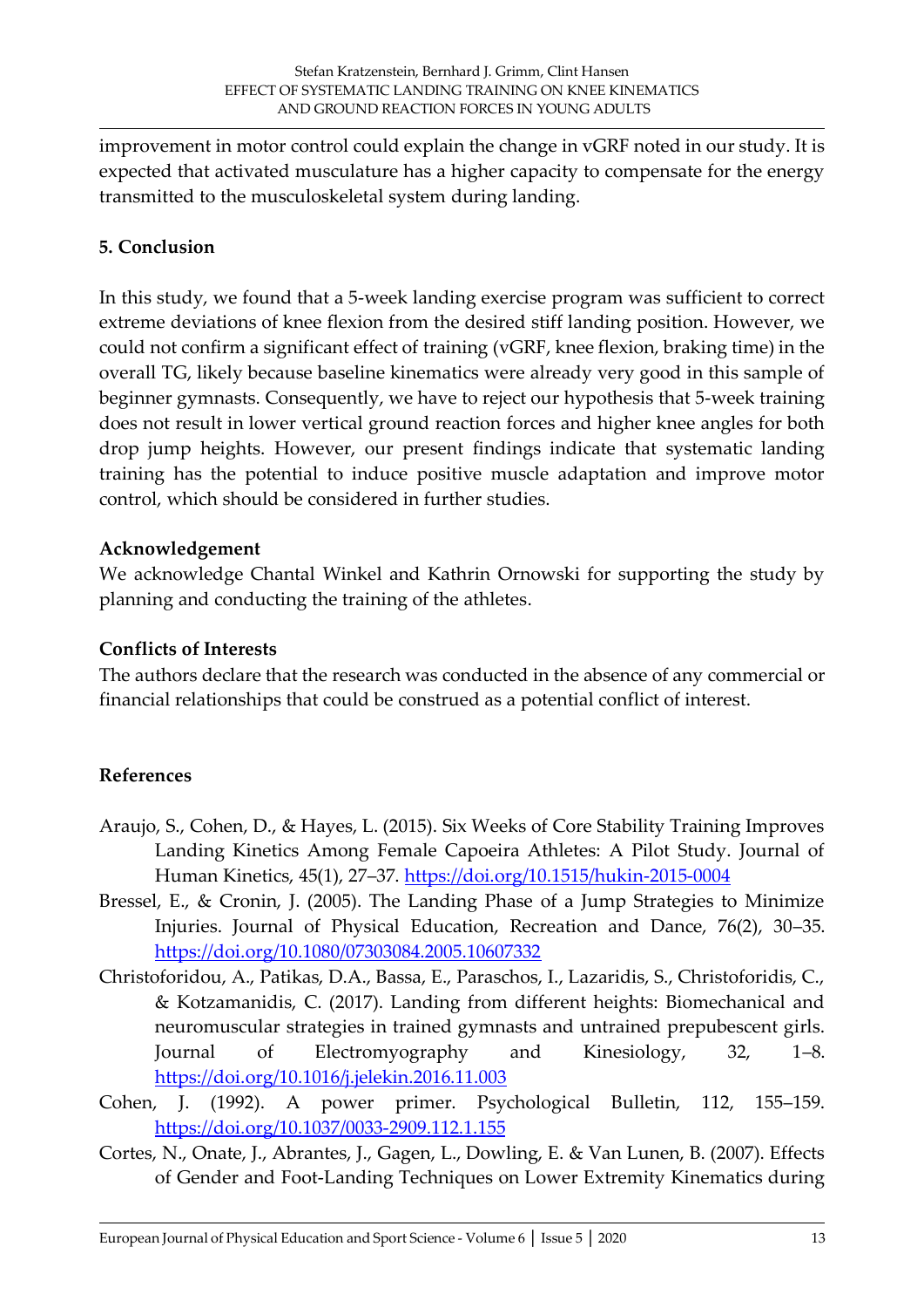improvement in motor control could explain the change in vGRF noted in our study. It is expected that activated musculature has a higher capacity to compensate for the energy transmitted to the musculoskeletal system during landing.

## 5. Conclusion

In this study, we found that a 5-week landing exercise program was sufficient to correct extreme deviations of knee flexion from the desired stiff landing position. However, we could not confirm a significant effect of training (vGRF, knee flexion, braking time) in the overall TG, likely because baseline kinematics were already very good in this sample of beginner gymnasts. Consequently, we have to reject our hypothesis that 5-week training does not result in lower vertical ground reaction forces and higher knee angles for both drop jump heights. However, our present findings indicate that systematic landing training has the potential to induce positive muscle adaptation and improve motor control, which should be considered in further studies.

### Acknowledgement

We acknowledge Chantal Winkel and Kathrin Ornowski for supporting the study by planning and conducting the training of the athletes.

### Conflicts of Interests

The authors declare that the research was conducted in the absence of any commercial or financial relationships that could be construed as a potential conflict of interest.

### References

Araujo, S., Cohen, D., & Hayes, L. (2015). Six Weeks of Core Stability Training Improves Landing Kinetics Among Female Capoeira Athletes: A Pilot Study. Journal of Human Kinetics, 45(1), 27–37. https://doi.org/10.1515/hukin-2015-0004

Bressel, E., & Cronin, J. (2005). The Landing Phase of a Jump Strategies to Minimize Injuries. Journal of Physical Education, Recreation and Dance, 76(2), 30–35. https://doi.org/10.1080/07303084.2005.10607332

Christoforidou, A., Patikas, D.A., Bassa, E., Paraschos, I., Lazaridis, S., Christoforidis, C., & Kotzamanidis, C. (2017). Landing from different heights: Biomechanical and neuromuscular strategies in trained gymnasts and untrained prepubescent girls. Journal of Electromyography and Kinesiology, 32, 1–8. https://doi.org/10.1016/j.jelekin.2016.11.003

Cohen, J. (1992). A power primer. Psychological Bulletin, 112, 155–159. https://doi.org/10.1037/0033-2909.112.1.155

Cortes, N., Onate, J., Abrantes, J., Gagen, L., Dowling, E. & Van Lunen, B. (2007). Effects of Gender and Foot-Landing Techniques on Lower Extremity Kinematics during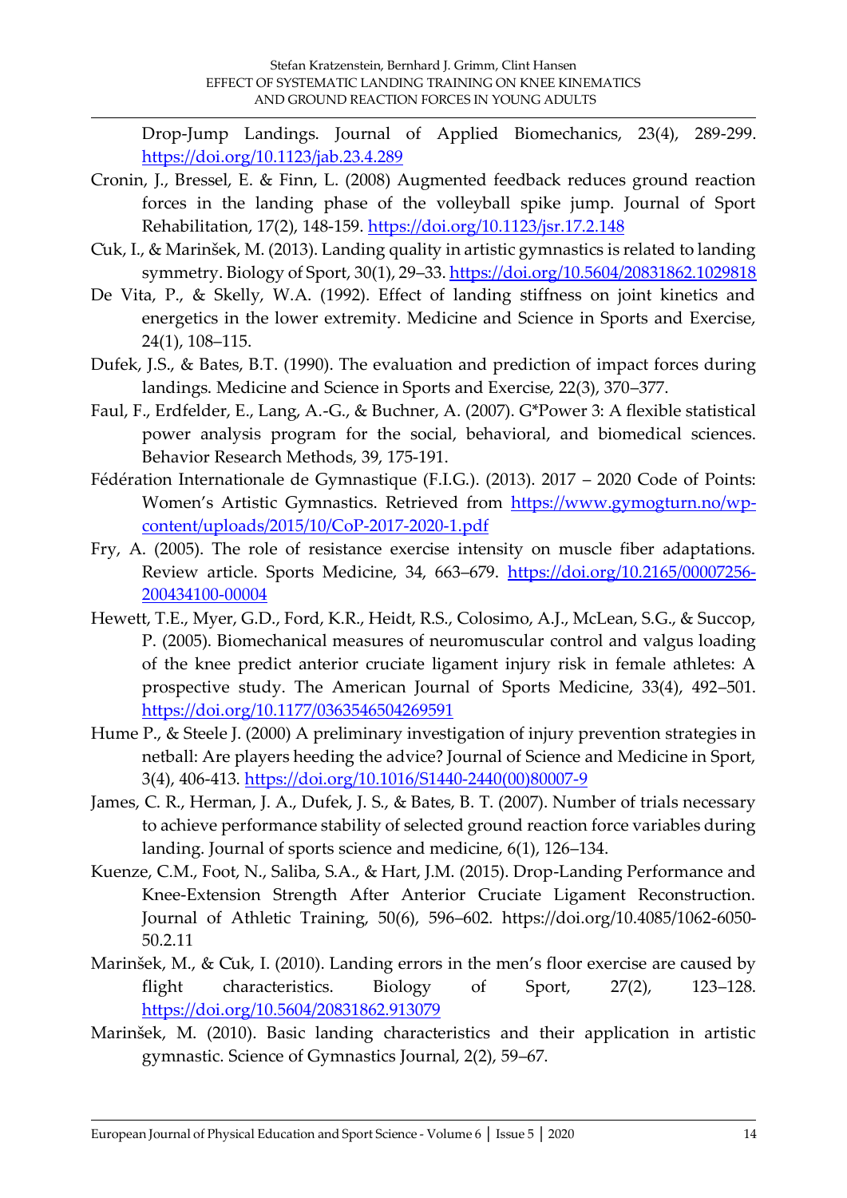Drop-Jump Landings. Journal of Applied Biomechanics, 23(4), 289-299. https://doi.org/10.1123/jab.23.4.289

Cronin, J., Bressel, E. & Finn, L. (2008) Augmented feedback reduces ground reaction forces in the landing phase of the volleyball spike jump. Journal of Sport Rehabilitation, 17(2), 148-159. https://doi.org/10.1123/jsr.17.2.148

Cuk, I., & Marinšek, M. (2013). Landing quality in artistic gymnastics is related to landing symmetry. Biology of Sport, 30(1), 29–33. https://doi.org/10.5604/20831862.1029818

De Vita, P., & Skelly, W.A. (1992). Effect of landing stiffness on joint kinetics and energetics in the lower extremity. Medicine and Science in Sports and Exercise, 24(1), 108–115.

Dufek, J.S., & Bates, B.T. (1990). The evaluation and prediction of impact forces during landings. Medicine and Science in Sports and Exercise, 22(3), 370–377.

Faul, F., Erdfelder, E., Lang, A.-G., & Buchner, A. (2007). G*Power 3: A flexible statistical power analysis program for the social, behavioral, and biomedical sciences. Behavior Research Methods, 39, 175-191.

Fédération Internationale de Gymnastique (F.I.G.). (2013). 2017 – 2020 Code of Points: Women's Artistic Gymnastics. Retrieved from https://www.gymogturn.no/wp-content/uploads/2015/10/CoP-2017-2020-1.pdf

Fry, A. (2005). The role of resistance exercise intensity on muscle fiber adaptations. Review article. Sports Medicine, 34, 663–679. https://doi.org/10.2165/00007256-200434100-00004

Hewett, T.E., Myer, G.D., Ford, K.R., Heidt, R.S., Colosimo, A.J., McLean, S.G., & Succop, P. (2005). Biomechanical measures of neuromuscular control and valgus loading of the knee predict anterior cruciate ligament injury risk in female athletes: A prospective study. The American Journal of Sports Medicine, 33(4), 492–501. https://doi.org/10.1177/0363546504269591

Hume P., & Steele J. (2000) A preliminary investigation of injury prevention strategies in netball: Are players heeding the advice? Journal of Science and Medicine in Sport, 3(4), 406-413. https://doi.org/10.1016/S1440-2440(00)80007-9

James, C. R., Herman, J. A., Dufek, J. S., & Bates, B. T. (2007). Number of trials necessary to achieve performance stability of selected ground reaction force variables during landing. Journal of sports science and medicine, 6(1), 126–134.

Kuenze, C.M., Foot, N., Saliba, S.A., & Hart, J.M. (2015). Drop-Landing Performance and Knee-Extension Strength After Anterior Cruciate Ligament Reconstruction. Journal of Athletic Training, 50(6), 596–602. https://doi.org/10.4085/1062-6050-50.2.11

Marinšek, M., & Cuk, I. (2010). Landing errors in the men's floor exercise are caused by flight characteristics. Biology of Sport, 27(2), 123–128. https://doi.org/10.5604/20831862.913079

Marinšek, M. (2010). Basic landing characteristics and their application in artistic gymnastic. Science of Gymnastics Journal, 2(2), 59–67.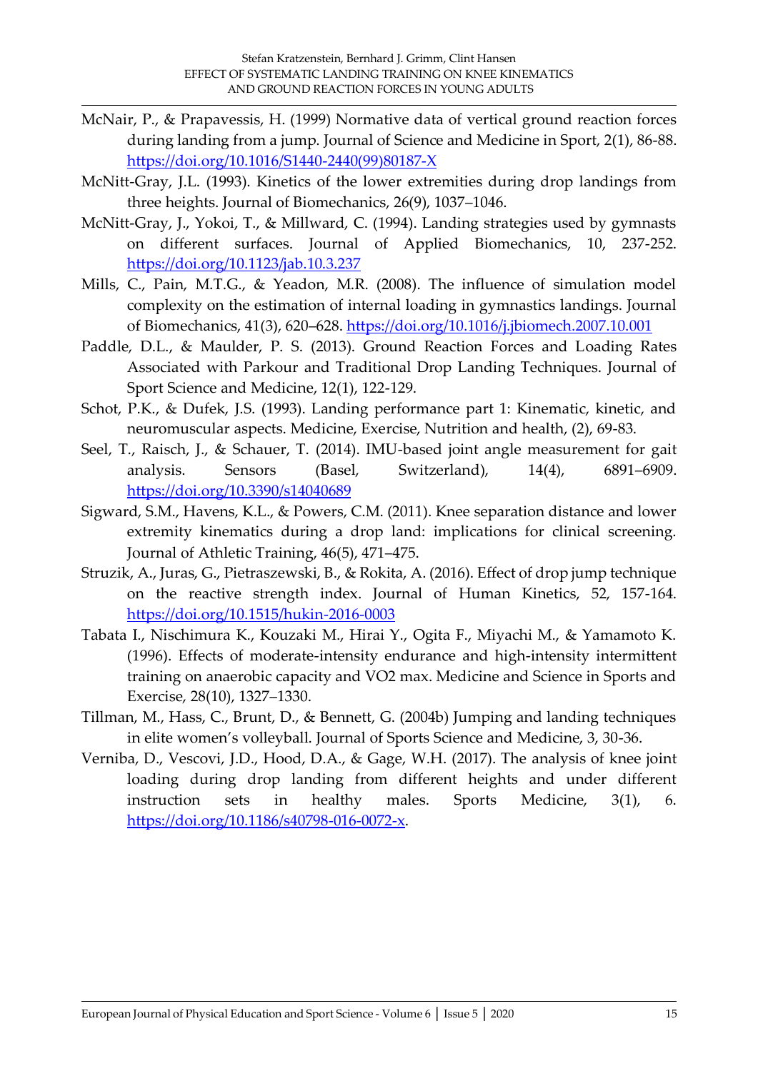McNair, P., & Prapavessis, H. (1999) Normative data of vertical ground reaction forces during landing from a jump. Journal of Science and Medicine in Sport, 2(1), 86-88. https://doi.org/10.1016/S1440-2440(99)80187-X

McNitt-Gray, J.L. (1993). Kinetics of the lower extremities during drop landings from three heights. Journal of Biomechanics, 26(9), 1037–1046.

McNitt-Gray, J., Yokoi, T., & Millward, C. (1994). Landing strategies used by gymnasts on different surfaces. Journal of Applied Biomechanics, 10, 237-252. https://doi.org/10.1123/jab.10.3.237

Mills, C., Pain, M.T.G., & Yeadon, M.R. (2008). The influence of simulation model complexity on the estimation of internal loading in gymnastics landings. Journal of Biomechanics, 41(3), 620–628. https://doi.org/10.1016/j.jbiomech.2007.10.001

Paddle, D.L., & Maulder, P. S. (2013). Ground Reaction Forces and Loading Rates Associated with Parkour and Traditional Drop Landing Techniques. Journal of Sport Science and Medicine, 12(1), 122-129.

Schot, P.K., & Dufek, J.S. (1993). Landing performance part 1: Kinematic, kinetic, and neuromuscular aspects. Medicine, Exercise, Nutrition and health, (2), 69-83.

Seel, T., Raisch, J., & Schauer, T. (2014). IMU-based joint angle measurement for gait analysis. Sensors (Basel, Switzerland), 14(4), 6891–6909. https://doi.org/10.3390/s14040689

Sigward, S.M., Havens, K.L., & Powers, C.M. (2011). Knee separation distance and lower extremity kinematics during a drop land: implications for clinical screening. Journal of Athletic Training, 46(5), 471–475.

Struzik, A., Juras, G., Pietraszewski, B., & Rokita, A. (2016). Effect of drop jump technique on the reactive strength index. Journal of Human Kinetics, 52, 157-164. https://doi.org/10.1515/hukin-2016-0003

Tabata I., Nischimura K., Kouzaki M., Hirai Y., Ogita F., Miyachi M., & Yamamoto K. (1996). Effects of moderate-intensity endurance and high-intensity intermittent training on anaerobic capacity and VO2 max. Medicine and Science in Sports and Exercise, 28(10), 1327–1330.

Tillman, M., Hass, C., Brunt, D., & Bennett, G. (2004b) Jumping and landing techniques in elite women's volleyball. Journal of Sports Science and Medicine, 3, 30-36.

Verniba, D., Vescovi, J.D., Hood, D.A., & Gage, W.H. (2017). The analysis of knee joint loading during drop landing from different heights and under different instruction sets in healthy males. Sports Medicine, 3(1), 6. https://doi.org/10.1186/s40798-016-0072-x.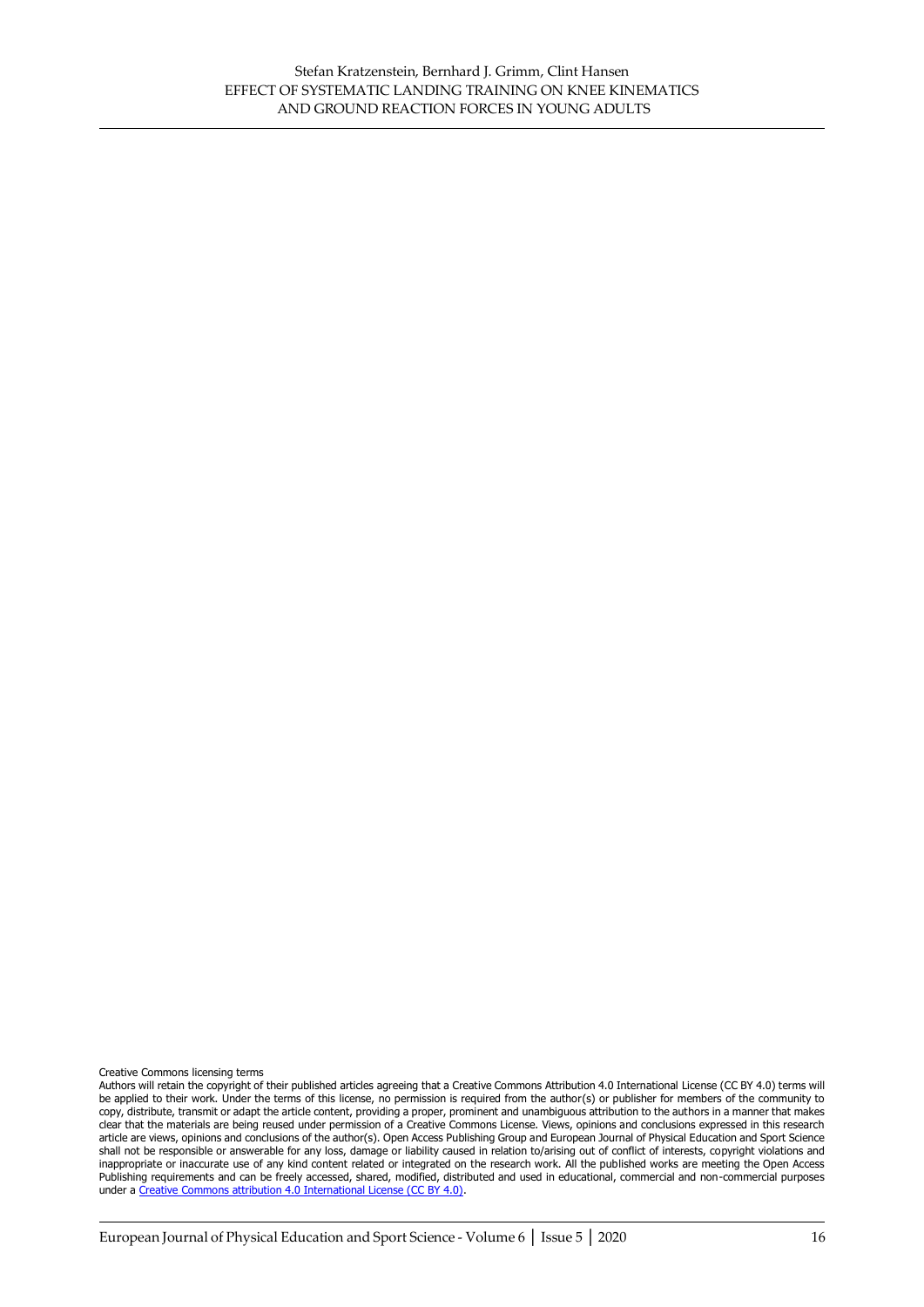Creative Commons licensing terms

Authors will retain the copyright of their published articles agreeing that a Creative Commons Attribution 4.0 International License (CC BY 4.0) terms will be applied to their work. Under the terms of this license, no permission is required from the author(s) or publisher for members of the community to copy, distribute, transmit or adapt the article content, providing a proper, prominent and unambiguous attribution to the authors in a manner that makes clear that the materials are being reused under permission of a Creative Commons License. Views, opinions and conclusions expressed in this research article are views, opinions and conclusions of the author(s). Open Access Publishing Group and European Journal of Physical Education and Sport Science shall not be responsible or answerable for any loss, damage or liability caused in relation to/arising out of conflict of interests, copyright violations and inappropriate or inaccurate use of any kind content related or integrated on the research work. All the published works are meeting the Open Access Publishing requirements and can be freely accessed, shared, modified, distributed and used in educational, commercial and non-commercial purposes under a Creative Commons attribution 4.0 International License (CC BY 4.0).